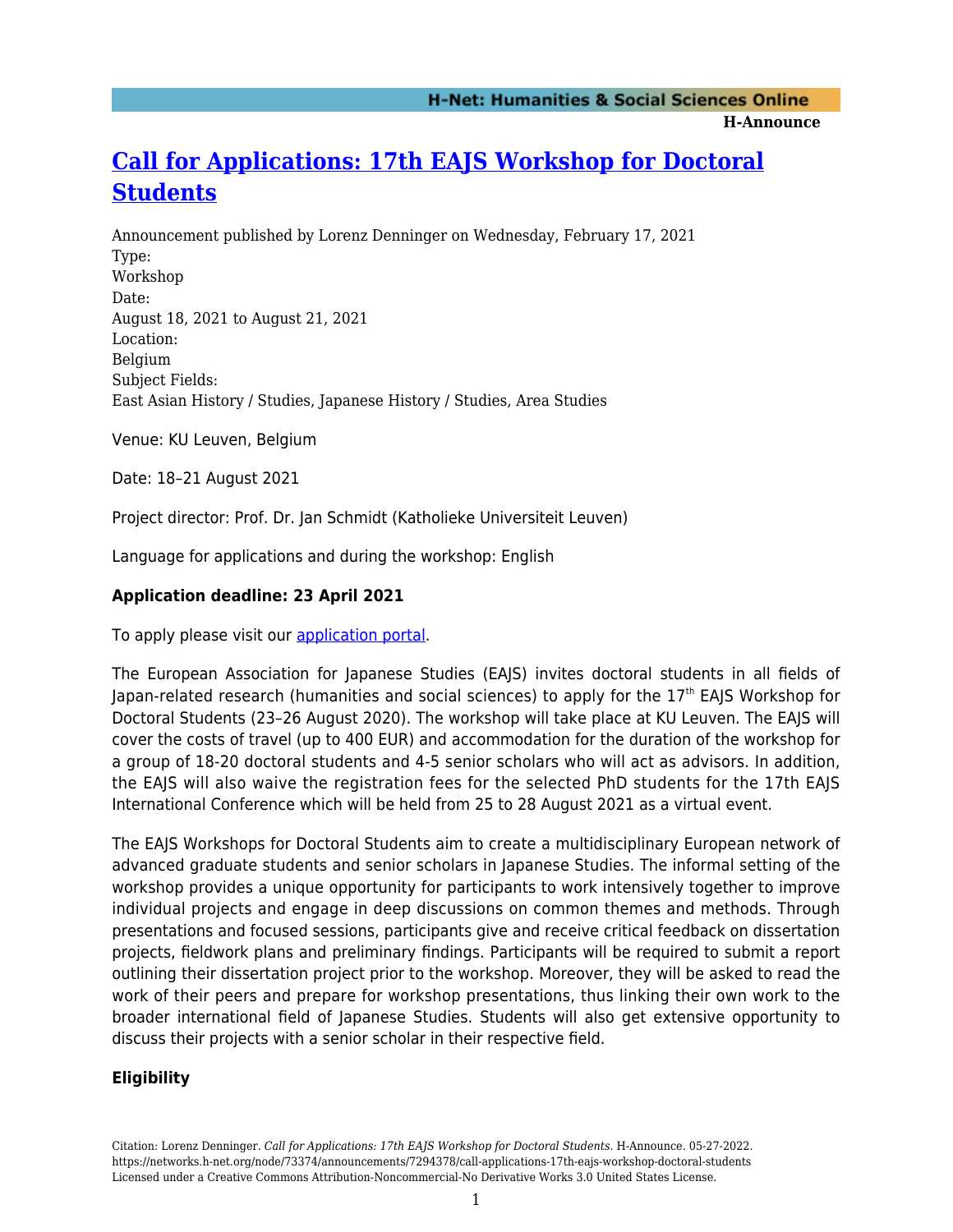# Call for Applications: 17th EAJS Workshop for Doctoral Students

Announcement published by Lorenz Denninger on Wednesday, February 17, 2021

Type:
Workshop

Date:
August 18, 2021 to August 21, 2021

Location:
Belgium

Subject Fields:
East Asian History / Studies, Japanese History / Studies, Area Studies

Venue: KU Leuven, Belgium

Date: 18–21 August 2021

Project director: Prof. Dr. Jan Schmidt (Katholieke Universiteit Leuven)

Language for applications and during the workshop: English

**Application deadline: 23 April 2021**

To apply please visit our application portal.

The European Association for Japanese Studies (EAJS) invites doctoral students in all fields of Japan-related research (humanities and social sciences) to apply for the 17th EAJS Workshop for Doctoral Students (23–26 August 2020). The workshop will take place at KU Leuven. The EAJS will cover the costs of travel (up to 400 EUR) and accommodation for the duration of the workshop for a group of 18-20 doctoral students and 4-5 senior scholars who will act as advisors. In addition, the EAJS will also waive the registration fees for the selected PhD students for the 17th EAJS International Conference which will be held from 25 to 28 August 2021 as a virtual event.

The EAJS Workshops for Doctoral Students aim to create a multidisciplinary European network of advanced graduate students and senior scholars in Japanese Studies. The informal setting of the workshop provides a unique opportunity for participants to work intensively together to improve individual projects and engage in deep discussions on common themes and methods. Through presentations and focused sessions, participants give and receive critical feedback on dissertation projects, fieldwork plans and preliminary findings. Participants will be required to submit a report outlining their dissertation project prior to the workshop. Moreover, they will be asked to read the work of their peers and prepare for workshop presentations, thus linking their own work to the broader international field of Japanese Studies. Students will also get extensive opportunity to discuss their projects with a senior scholar in their respective field.

**Eligibility**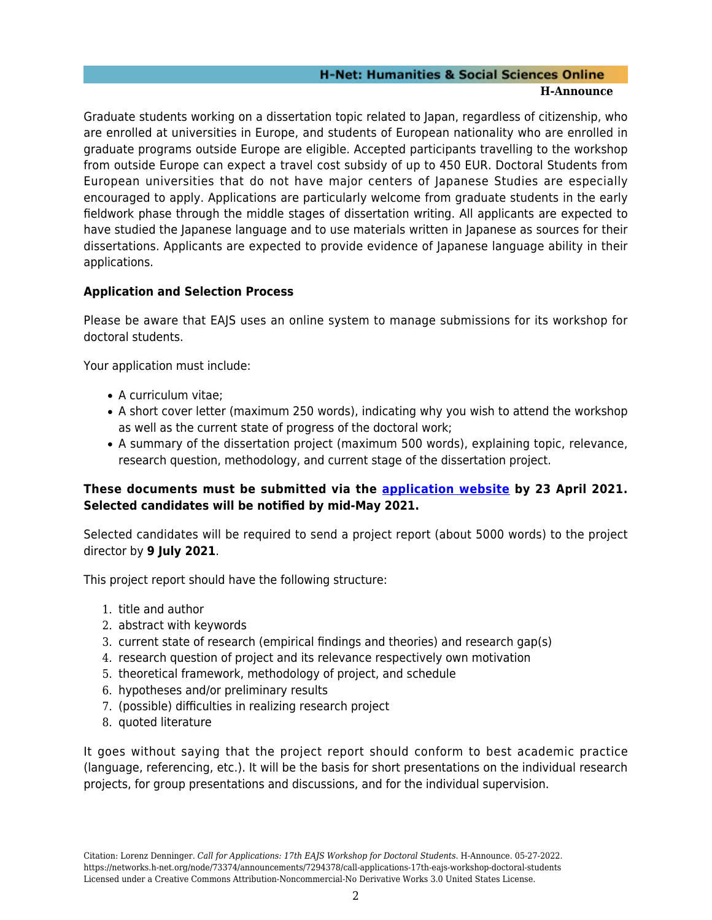Graduate students working on a dissertation topic related to Japan, regardless of citizenship, who are enrolled at universities in Europe, and students of European nationality who are enrolled in graduate programs outside Europe are eligible. Accepted participants travelling to the workshop from outside Europe can expect a travel cost subsidy of up to 450 EUR. Doctoral Students from European universities that do not have major centers of Japanese Studies are especially encouraged to apply. Applications are particularly welcome from graduate students in the early fieldwork phase through the middle stages of dissertation writing. All applicants are expected to have studied the Japanese language and to use materials written in Japanese as sources for their dissertations. Applicants are expected to provide evidence of Japanese language ability in their applications.

**Application and Selection Process**

Please be aware that EAJS uses an online system to manage submissions for its workshop for doctoral students.

Your application must include:

- A curriculum vitae;
- A short cover letter (maximum 250 words), indicating why you wish to attend the workshop as well as the current state of progress of the doctoral work;
- A summary of the dissertation project (maximum 500 words), explaining topic, relevance, research question, methodology, and current stage of the dissertation project.

**These documents must be submitted via the application website by 23 April 2021. Selected candidates will be notified by mid-May 2021.**

Selected candidates will be required to send a project report (about 5000 words) to the project director by **9 July 2021**.

This project report should have the following structure:

1. title and author
2. abstract with keywords
3. current state of research (empirical findings and theories) and research gap(s)
4. research question of project and its relevance respectively own motivation
5. theoretical framework, methodology of project, and schedule
6. hypotheses and/or preliminary results
7. (possible) difficulties in realizing research project
8. quoted literature

It goes without saying that the project report should conform to best academic practice (language, referencing, etc.). It will be the basis for short presentations on the individual research projects, for group presentations and discussions, and for the individual supervision.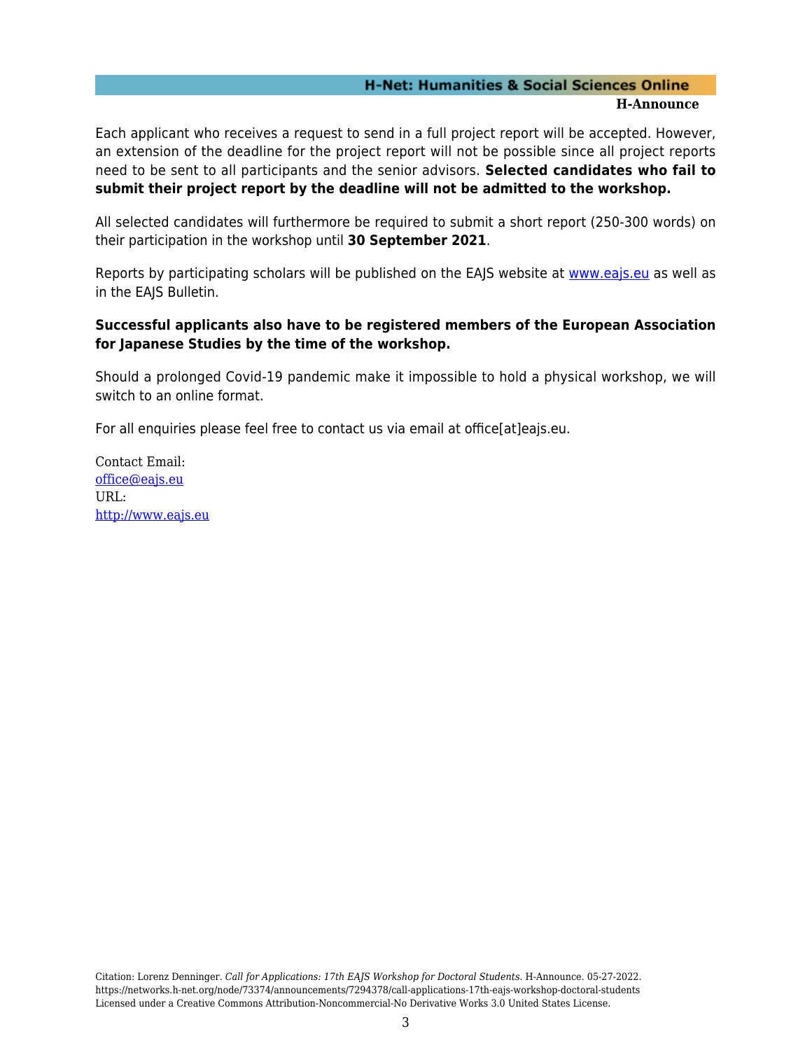Each applicant who receives a request to send in a full project report will be accepted. However, an extension of the deadline for the project report will not be possible since all project reports need to be sent to all participants and the senior advisors. **Selected candidates who fail to submit their project report by the deadline will not be admitted to the workshop.**

All selected candidates will furthermore be required to submit a short report (250-300 words) on their participation in the workshop until **30 September 2021**.

Reports by participating scholars will be published on the EAJS website at [www.eajs.eu](http://www.eajs.eu) as well as in the EAJS Bulletin.

**Successful applicants also have to be registered members of the European Association for Japanese Studies by the time of the workshop.**

Should a prolonged Covid-19 pandemic make it impossible to hold a physical workshop, we will switch to an online format.

For all enquiries please feel free to contact us via email at office[at]eajs.eu.

Contact Email:
[office@eajs.eu](mailto:office@eajs.eu)
URL:
[http://www.eajs.eu](http://www.eajs.eu)

Citation: Lorenz Denninger. *Call for Applications: 17th EAJS Workshop for Doctoral Students*. H-Announce. 05-27-2022. https://networks.h-net.org/node/73374/announcements/7294378/call-applications-17th-eajs-workshop-doctoral-students
Licensed under a Creative Commons Attribution-Noncommercial-No Derivative Works 3.0 United States License.